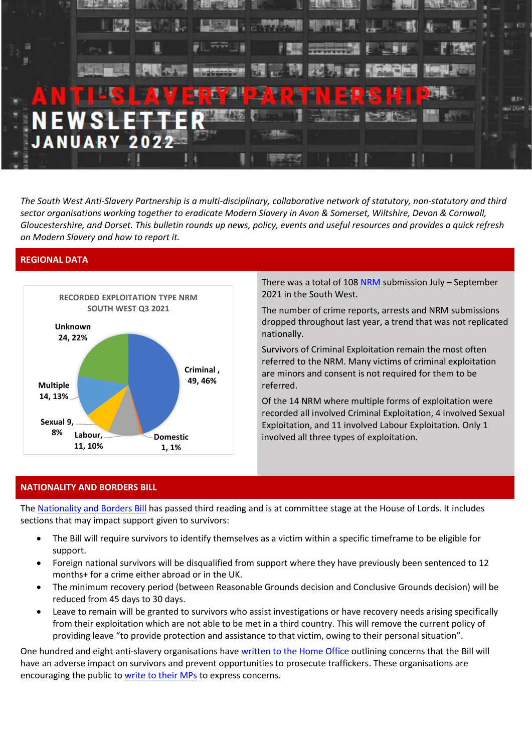# ANTI-SLAVERY PARTNERSHIP NEWSLETTER

## JANUARY 2022

*The South West Anti-Slavery Partnership is a multi-disciplinary, collaborative network of statutory, non-statutory and third sector organisations working together to eradicate Modern Slavery in Avon & Somerset, Wiltshire, Devon & Cornwall, Gloucestershire, and Dorset. This bulletin rounds up news, policy, events and useful resources and provides a quick refresh on Modern Slavery and how to report it.*

## REGIONAL DATA

RECORDED EXPLOITATION TYPE NRM SOUTH WEST Q3 2021

Unknown 24, 22%

Criminal, 49, 46%

Multiple 14, 13%

Sexual 9, 8%

Labour, 11, 10%

Domestic 1, 1%

There was a total of 108 NRM submission July – September 2021 in the South West.

The number of crime reports, arrests and NRM submissions dropped throughout last year, a trend that was not replicated nationally.

Survivors of Criminal Exploitation remain the most often referred to the NRM. Many victims of criminal exploitation are minors and consent is not required for them to be referred.

Of the 14 NRM where multiple forms of exploitation were recorded all involved Criminal Exploitation, 4 involved Sexual Exploitation, and 11 involved Labour Exploitation. Only 1 involved all three types of exploitation.

## NATIONALITY AND BORDERS BILL

The Nationality and Borders Bill has passed third reading and is at committee stage at the House of Lords. It includes sections that may impact support given to survivors:

- The Bill will require survivors to identify themselves as a victim within a specific timeframe to be eligible for support.
- Foreign national survivors will be disqualified from support where they have previously been sentenced to 12 months+ for a crime either abroad or in the UK.
- The minimum recovery period (between Reasonable Grounds decision and Conclusive Grounds decision) will be reduced from 45 days to 30 days.
- Leave to remain will be granted to survivors who assist investigations or have recovery needs arising specifically from their exploitation which are not able to be met in a third country. This will remove the current policy of providing leave "to provide protection and assistance to that victim, owing to their personal situation".

One hundred and eight anti-slavery organisations have written to the Home Office outlining concerns that the Bill will have an adverse impact on survivors and prevent opportunities to prosecute traffickers. These organisations are encouraging the public to write to their MPs to express concerns.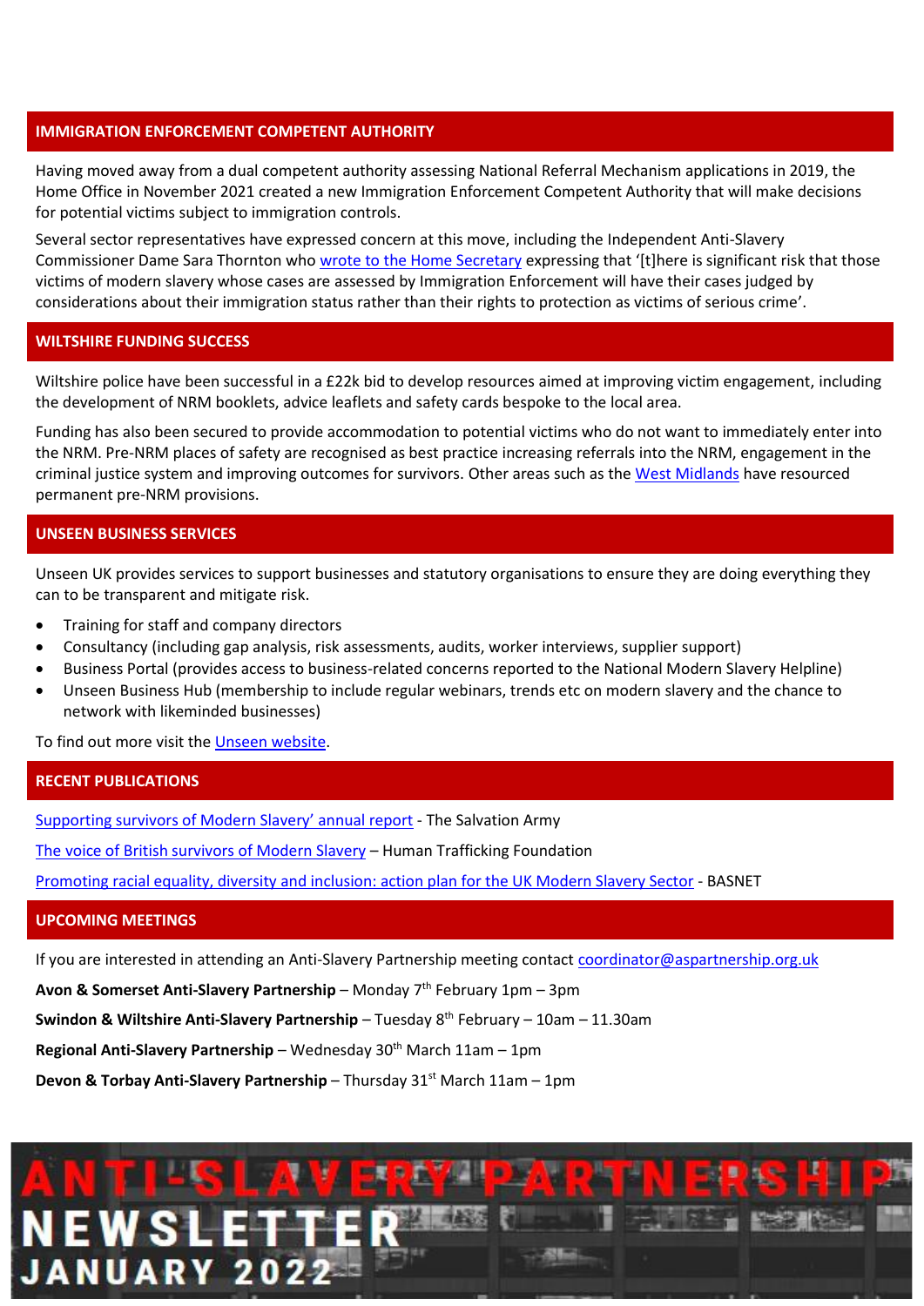## IMMIGRATION ENFORCEMENT COMPETENT AUTHORITY

Having moved away from a dual competent authority assessing National Referral Mechanism applications in 2019, the Home Office in November 2021 created a new Immigration Enforcement Competent Authority that will make decisions for potential victims subject to immigration controls.

Several sector representatives have expressed concern at this move, including the Independent Anti-Slavery Commissioner Dame Sara Thornton who wrote to the Home Secretary expressing that '[t]here is significant risk that those victims of modern slavery whose cases are assessed by Immigration Enforcement will have their cases judged by considerations about their immigration status rather than their rights to protection as victims of serious crime'.

## WILTSHIRE FUNDING SUCCESS

Wiltshire police have been successful in a £22k bid to develop resources aimed at improving victim engagement, including the development of NRM booklets, advice leaflets and safety cards bespoke to the local area.

Funding has also been secured to provide accommodation to potential victims who do not want to immediately enter into the NRM. Pre-NRM places of safety are recognised as best practice increasing referrals into the NRM, engagement in the criminal justice system and improving outcomes for survivors. Other areas such as the West Midlands have resourced permanent pre-NRM provisions.

## UNSEEN BUSINESS SERVICES

Unseen UK provides services to support businesses and statutory organisations to ensure they are doing everything they can to be transparent and mitigate risk.

- Training for staff and company directors
- Consultancy (including gap analysis, risk assessments, audits, worker interviews, supplier support)
- Business Portal (provides access to business-related concerns reported to the National Modern Slavery Helpline)
- Unseen Business Hub (membership to include regular webinars, trends etc on modern slavery and the chance to network with likeminded businesses)

To find out more visit the Unseen website.

## RECENT PUBLICATIONS

Supporting survivors of Modern Slavery' annual report - The Salvation Army

The voice of British survivors of Modern Slavery – Human Trafficking Foundation

Promoting racial equality, diversity and inclusion: action plan for the UK Modern Slavery Sector - BASNET

## UPCOMING MEETINGS

If you are interested in attending an Anti-Slavery Partnership meeting contact coordinator@aspartnership.org.uk

**Avon & Somerset Anti-Slavery Partnership** – Monday 7th February 1pm – 3pm

**Swindon & Wiltshire Anti-Slavery Partnership** – Tuesday 8th February – 10am – 11.30am

**Regional Anti-Slavery Partnership** – Wednesday 30th March 11am – 1pm

**Devon & Torbay Anti-Slavery Partnership** – Thursday 31st March 11am – 1pm

ANTI-SLAVERY PARTNERSHIP NEWSLETTER JANUARY 2022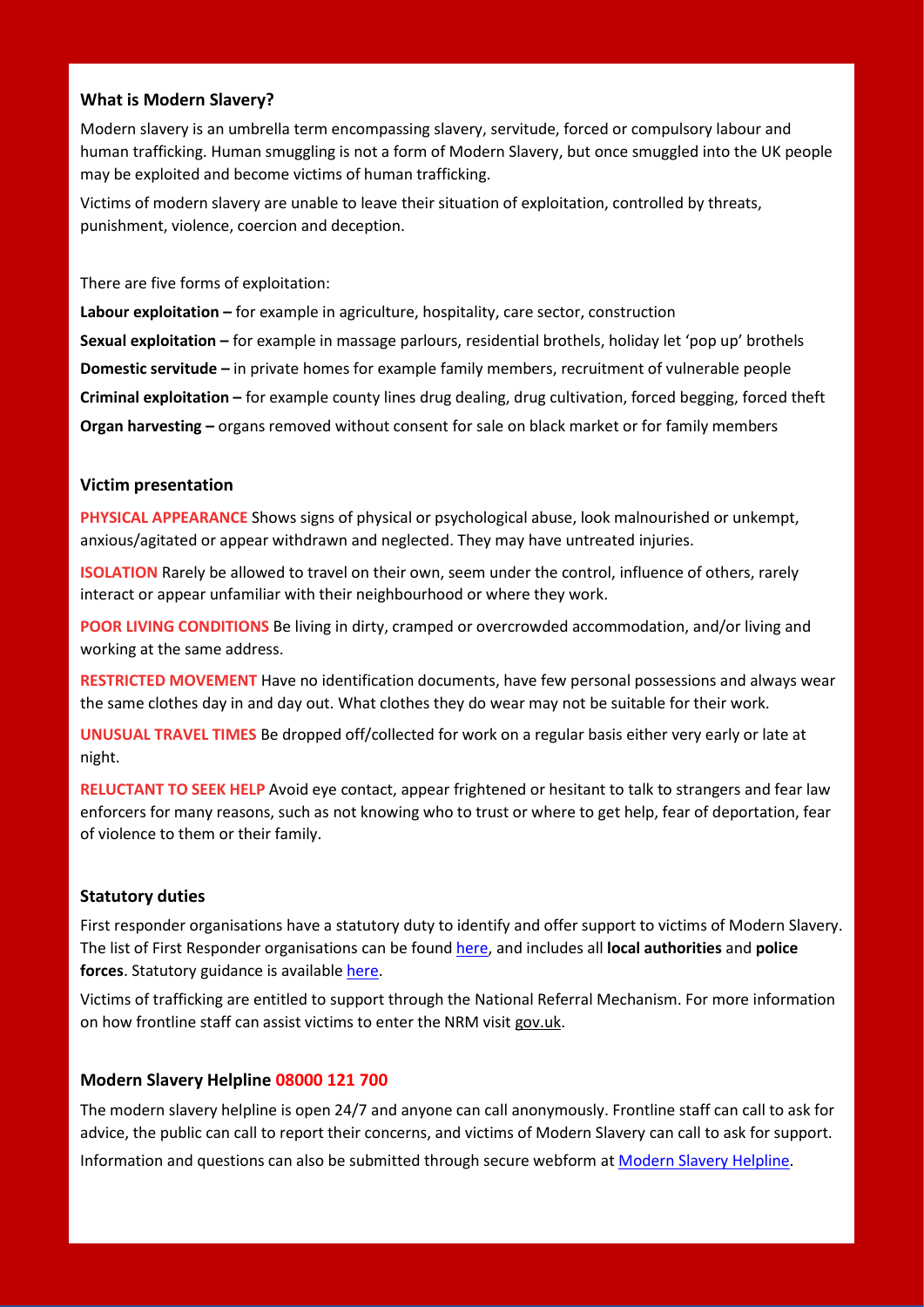## What is Modern Slavery?

Modern slavery is an umbrella term encompassing slavery, servitude, forced or compulsory labour and human trafficking. Human smuggling is not a form of Modern Slavery, but once smuggled into the UK people may be exploited and become victims of human trafficking.

Victims of modern slavery are unable to leave their situation of exploitation, controlled by threats, punishment, violence, coercion and deception.

There are five forms of exploitation:

**Labour exploitation –** for example in agriculture, hospitality, care sector, construction

**Sexual exploitation –** for example in massage parlours, residential brothels, holiday let 'pop up' brothels

**Domestic servitude –** in private homes for example family members, recruitment of vulnerable people

**Criminal exploitation –** for example county lines drug dealing, drug cultivation, forced begging, forced theft

**Organ harvesting –** organs removed without consent for sale on black market or for family members

## Victim presentation

**PHYSICAL APPEARANCE** Shows signs of physical or psychological abuse, look malnourished or unkempt, anxious/agitated or appear withdrawn and neglected. They may have untreated injuries.

**ISOLATION** Rarely be allowed to travel on their own, seem under the control, influence of others, rarely interact or appear unfamiliar with their neighbourhood or where they work.

**POOR LIVING CONDITIONS** Be living in dirty, cramped or overcrowded accommodation, and/or living and working at the same address.

**RESTRICTED MOVEMENT** Have no identification documents, have few personal possessions and always wear the same clothes day in and day out. What clothes they do wear may not be suitable for their work.

**UNUSUAL TRAVEL TIMES** Be dropped off/collected for work on a regular basis either very early or late at night.

**RELUCTANT TO SEEK HELP** Avoid eye contact, appear frightened or hesitant to talk to strangers and fear law enforcers for many reasons, such as not knowing who to trust or where to get help, fear of deportation, fear of violence to them or their family.

## Statutory duties

First responder organisations have a statutory duty to identify and offer support to victims of Modern Slavery. The list of First Responder organisations can be found here, and includes all **local authorities** and **police forces**. Statutory guidance is available here.

Victims of trafficking are entitled to support through the National Referral Mechanism. For more information on how frontline staff can assist victims to enter the NRM visit gov.uk.

## Modern Slavery Helpline 08000 121 700

The modern slavery helpline is open 24/7 and anyone can call anonymously. Frontline staff can call to ask for advice, the public can call to report their concerns, and victims of Modern Slavery can call to ask for support.

Information and questions can also be submitted through secure webform at Modern Slavery Helpline.